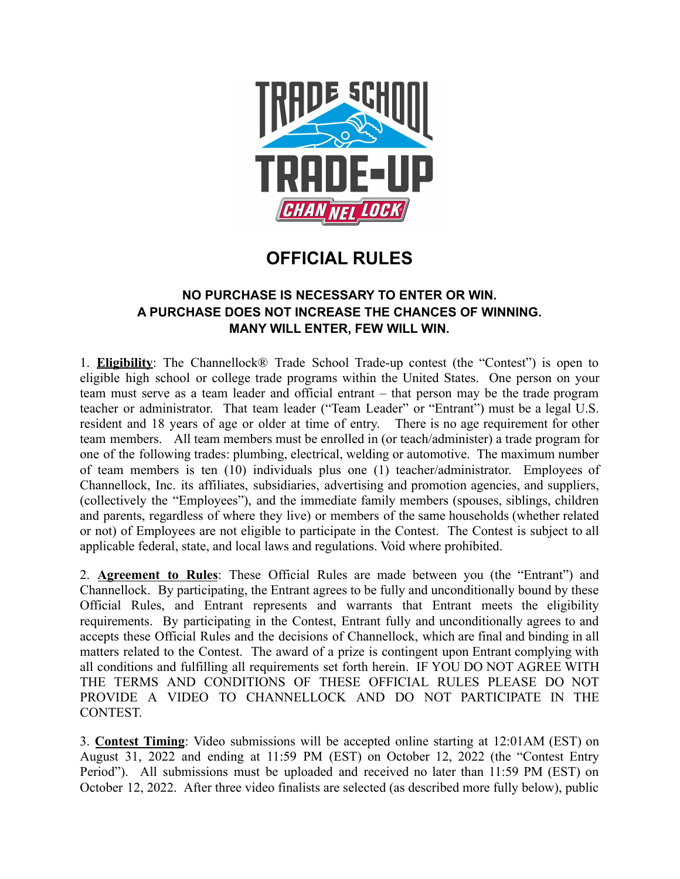# OFFICIAL RULES

**NO PURCHASE IS NECESSARY TO ENTER OR WIN.**
**A PURCHASE DOES NOT INCREASE THE CHANCES OF WINNING.**
**MANY WILL ENTER, FEW WILL WIN.**

1. **Eligibility**: The Channellock® Trade School Trade-up contest (the "Contest") is open to eligible high school or college trade programs within the United States. One person on your team must serve as a team leader and official entrant – that person may be the trade program teacher or administrator. That team leader ("Team Leader" or "Entrant") must be a legal U.S. resident and 18 years of age or older at time of entry. There is no age requirement for other team members. All team members must be enrolled in (or teach/administer) a trade program for one of the following trades: plumbing, electrical, welding or automotive. The maximum number of team members is ten (10) individuals plus one (1) teacher/administrator. Employees of Channellock, Inc. its affiliates, subsidiaries, advertising and promotion agencies, and suppliers, (collectively the "Employees"), and the immediate family members (spouses, siblings, children and parents, regardless of where they live) or members of the same households (whether related or not) of Employees are not eligible to participate in the Contest. The Contest is subject to all applicable federal, state, and local laws and regulations. Void where prohibited.

2. **Agreement to Rules**: These Official Rules are made between you (the "Entrant") and Channellock. By participating, the Entrant agrees to be fully and unconditionally bound by these Official Rules, and Entrant represents and warrants that Entrant meets the eligibility requirements. By participating in the Contest, Entrant fully and unconditionally agrees to and accepts these Official Rules and the decisions of Channellock, which are final and binding in all matters related to the Contest. The award of a prize is contingent upon Entrant complying with all conditions and fulfilling all requirements set forth herein. IF YOU DO NOT AGREE WITH THE TERMS AND CONDITIONS OF THESE OFFICIAL RULES PLEASE DO NOT PROVIDE A VIDEO TO CHANNELLOCK AND DO NOT PARTICIPATE IN THE CONTEST.

3. **Contest Timing**: Video submissions will be accepted online starting at 12:01AM (EST) on August 31, 2022 and ending at 11:59 PM (EST) on October 12, 2022 (the "Contest Entry Period"). All submissions must be uploaded and received no later than 11:59 PM (EST) on October 12, 2022. After three video finalists are selected (as described more fully below), public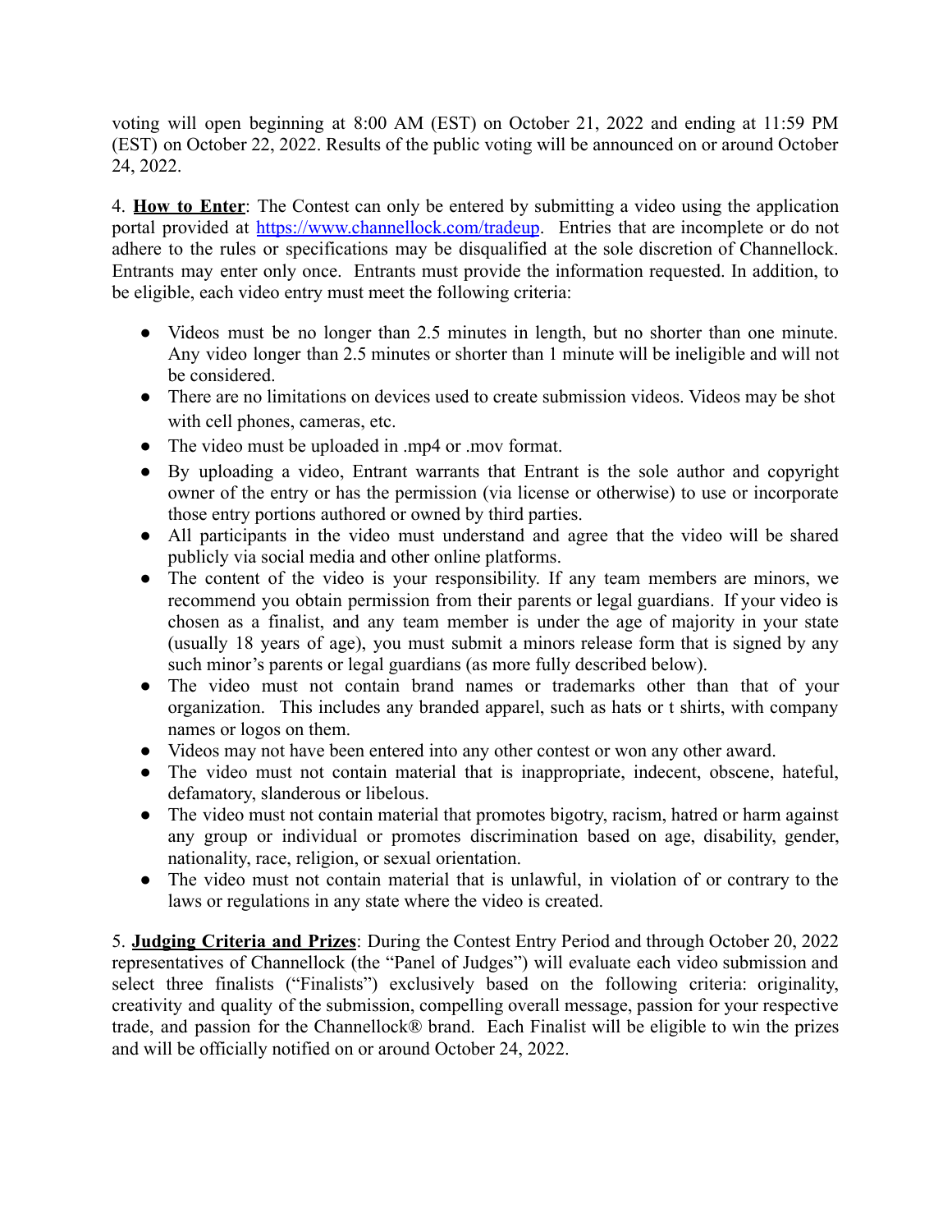voting will open beginning at 8:00 AM (EST) on October 21, 2022 and ending at 11:59 PM (EST) on October 22, 2022. Results of the public voting will be announced on or around October 24, 2022.

4. **How to Enter**: The Contest can only be entered by submitting a video using the application portal provided at [https://www.channellock.com/tradeup](https://www.channellock.com/tradeup). Entries that are incomplete or do not adhere to the rules or specifications may be disqualified at the sole discretion of Channellock. Entrants may enter only once. Entrants must provide the information requested. In addition, to be eligible, each video entry must meet the following criteria:

- Videos must be no longer than 2.5 minutes in length, but no shorter than one minute. Any video longer than 2.5 minutes or shorter than 1 minute will be ineligible and will not be considered.
- There are no limitations on devices used to create submission videos. Videos may be shot with cell phones, cameras, etc.
- The video must be uploaded in .mp4 or .mov format.
- By uploading a video, Entrant warrants that Entrant is the sole author and copyright owner of the entry or has the permission (via license or otherwise) to use or incorporate those entry portions authored or owned by third parties.
- All participants in the video must understand and agree that the video will be shared publicly via social media and other online platforms.
- The content of the video is your responsibility. If any team members are minors, we recommend you obtain permission from their parents or legal guardians. If your video is chosen as a finalist, and any team member is under the age of majority in your state (usually 18 years of age), you must submit a minors release form that is signed by any such minor's parents or legal guardians (as more fully described below).
- The video must not contain brand names or trademarks other than that of your organization. This includes any branded apparel, such as hats or t shirts, with company names or logos on them.
- Videos may not have been entered into any other contest or won any other award.
- The video must not contain material that is inappropriate, indecent, obscene, hateful, defamatory, slanderous or libelous.
- The video must not contain material that promotes bigotry, racism, hatred or harm against any group or individual or promotes discrimination based on age, disability, gender, nationality, race, religion, or sexual orientation.
- The video must not contain material that is unlawful, in violation of or contrary to the laws or regulations in any state where the video is created.

5. **Judging Criteria and Prizes**: During the Contest Entry Period and through October 20, 2022 representatives of Channellock (the "Panel of Judges") will evaluate each video submission and select three finalists ("Finalists") exclusively based on the following criteria: originality, creativity and quality of the submission, compelling overall message, passion for your respective trade, and passion for the Channellock® brand. Each Finalist will be eligible to win the prizes and will be officially notified on or around October 24, 2022.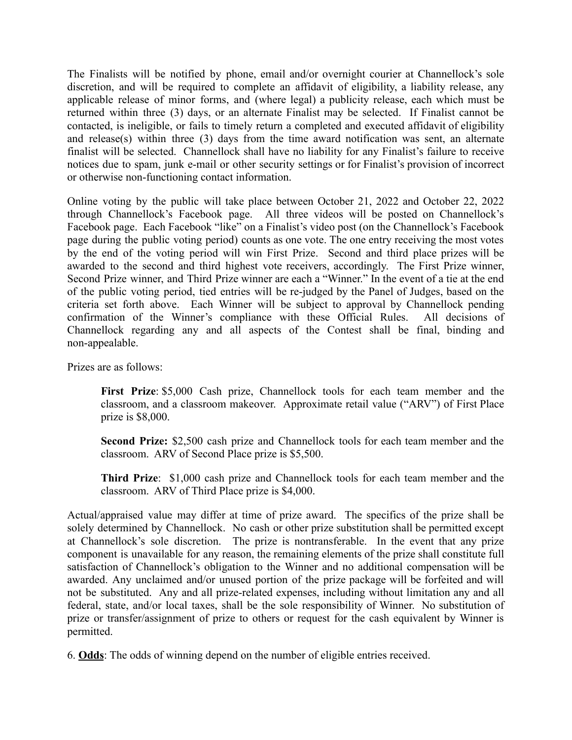The Finalists will be notified by phone, email and/or overnight courier at Channellock's sole discretion, and will be required to complete an affidavit of eligibility, a liability release, any applicable release of minor forms, and (where legal) a publicity release, each which must be returned within three (3) days, or an alternate Finalist may be selected. If Finalist cannot be contacted, is ineligible, or fails to timely return a completed and executed affidavit of eligibility and release(s) within three (3) days from the time award notification was sent, an alternate finalist will be selected. Channellock shall have no liability for any Finalist's failure to receive notices due to spam, junk e-mail or other security settings or for Finalist's provision of incorrect or otherwise non-functioning contact information.

Online voting by the public will take place between October 21, 2022 and October 22, 2022 through Channellock's Facebook page. All three videos will be posted on Channellock's Facebook page. Each Facebook "like" on a Finalist's video post (on the Channellock's Facebook page during the public voting period) counts as one vote. The one entry receiving the most votes by the end of the voting period will win First Prize. Second and third place prizes will be awarded to the second and third highest vote receivers, accordingly. The First Prize winner, Second Prize winner, and Third Prize winner are each a "Winner." In the event of a tie at the end of the public voting period, tied entries will be re-judged by the Panel of Judges, based on the criteria set forth above. Each Winner will be subject to approval by Channellock pending confirmation of the Winner's compliance with these Official Rules. All decisions of Channellock regarding any and all aspects of the Contest shall be final, binding and non-appealable.

Prizes are as follows:

> **First Prize**: $5,000 Cash prize, Channellock tools for each team member and the classroom, and a classroom makeover. Approximate retail value ("ARV") of First Place prize is $8,000.
>
> **Second Prize:** $2,500 cash prize and Channellock tools for each team member and the classroom. ARV of Second Place prize is $5,500.
>
> **Third Prize**: $1,000 cash prize and Channellock tools for each team member and the classroom. ARV of Third Place prize is $4,000.

Actual/appraised value may differ at time of prize award. The specifics of the prize shall be solely determined by Channellock. No cash or other prize substitution shall be permitted except at Channellock's sole discretion. The prize is nontransferable. In the event that any prize component is unavailable for any reason, the remaining elements of the prize shall constitute full satisfaction of Channellock's obligation to the Winner and no additional compensation will be awarded. Any unclaimed and/or unused portion of the prize package will be forfeited and will not be substituted. Any and all prize-related expenses, including without limitation any and all federal, state, and/or local taxes, shall be the sole responsibility of Winner. No substitution of prize or transfer/assignment of prize to others or request for the cash equivalent by Winner is permitted.

6. **Odds**: The odds of winning depend on the number of eligible entries received.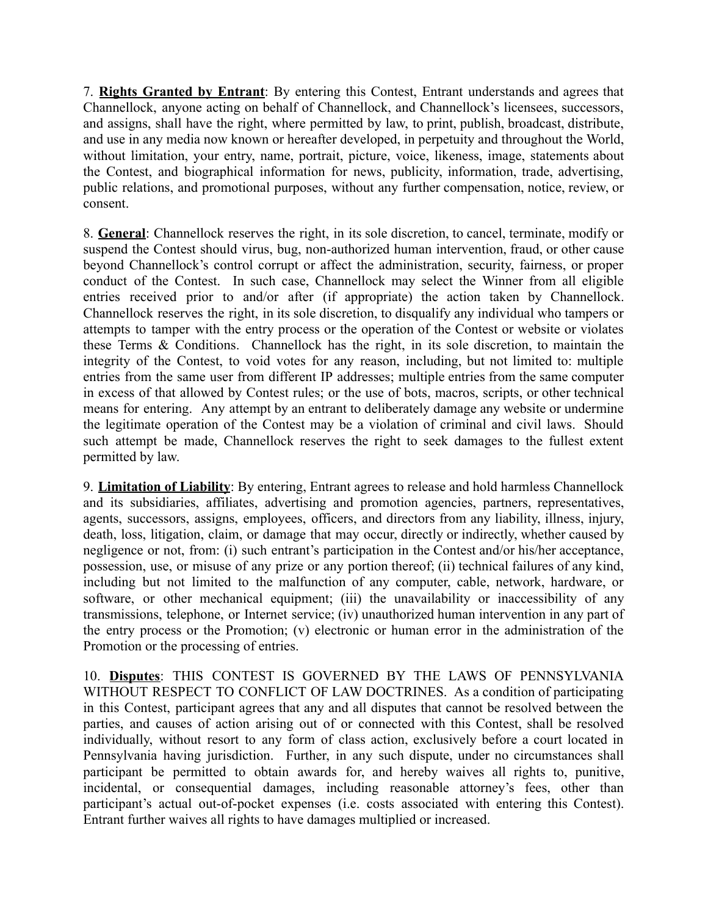7. **Rights Granted by Entrant**: By entering this Contest, Entrant understands and agrees that Channellock, anyone acting on behalf of Channellock, and Channellock's licensees, successors, and assigns, shall have the right, where permitted by law, to print, publish, broadcast, distribute, and use in any media now known or hereafter developed, in perpetuity and throughout the World, without limitation, your entry, name, portrait, picture, voice, likeness, image, statements about the Contest, and biographical information for news, publicity, information, trade, advertising, public relations, and promotional purposes, without any further compensation, notice, review, or consent.

8. **General**: Channellock reserves the right, in its sole discretion, to cancel, terminate, modify or suspend the Contest should virus, bug, non-authorized human intervention, fraud, or other cause beyond Channellock's control corrupt or affect the administration, security, fairness, or proper conduct of the Contest. In such case, Channellock may select the Winner from all eligible entries received prior to and/or after (if appropriate) the action taken by Channellock. Channellock reserves the right, in its sole discretion, to disqualify any individual who tampers or attempts to tamper with the entry process or the operation of the Contest or website or violates these Terms & Conditions. Channellock has the right, in its sole discretion, to maintain the integrity of the Contest, to void votes for any reason, including, but not limited to: multiple entries from the same user from different IP addresses; multiple entries from the same computer in excess of that allowed by Contest rules; or the use of bots, macros, scripts, or other technical means for entering. Any attempt by an entrant to deliberately damage any website or undermine the legitimate operation of the Contest may be a violation of criminal and civil laws. Should such attempt be made, Channellock reserves the right to seek damages to the fullest extent permitted by law.

9. **Limitation of Liability**: By entering, Entrant agrees to release and hold harmless Channellock and its subsidiaries, affiliates, advertising and promotion agencies, partners, representatives, agents, successors, assigns, employees, officers, and directors from any liability, illness, injury, death, loss, litigation, claim, or damage that may occur, directly or indirectly, whether caused by negligence or not, from: (i) such entrant's participation in the Contest and/or his/her acceptance, possession, use, or misuse of any prize or any portion thereof; (ii) technical failures of any kind, including but not limited to the malfunction of any computer, cable, network, hardware, or software, or other mechanical equipment; (iii) the unavailability or inaccessibility of any transmissions, telephone, or Internet service; (iv) unauthorized human intervention in any part of the entry process or the Promotion; (v) electronic or human error in the administration of the Promotion or the processing of entries.

10. **Disputes**: THIS CONTEST IS GOVERNED BY THE LAWS OF PENNSYLVANIA WITHOUT RESPECT TO CONFLICT OF LAW DOCTRINES. As a condition of participating in this Contest, participant agrees that any and all disputes that cannot be resolved between the parties, and causes of action arising out of or connected with this Contest, shall be resolved individually, without resort to any form of class action, exclusively before a court located in Pennsylvania having jurisdiction. Further, in any such dispute, under no circumstances shall participant be permitted to obtain awards for, and hereby waives all rights to, punitive, incidental, or consequential damages, including reasonable attorney's fees, other than participant's actual out-of-pocket expenses (i.e. costs associated with entering this Contest). Entrant further waives all rights to have damages multiplied or increased.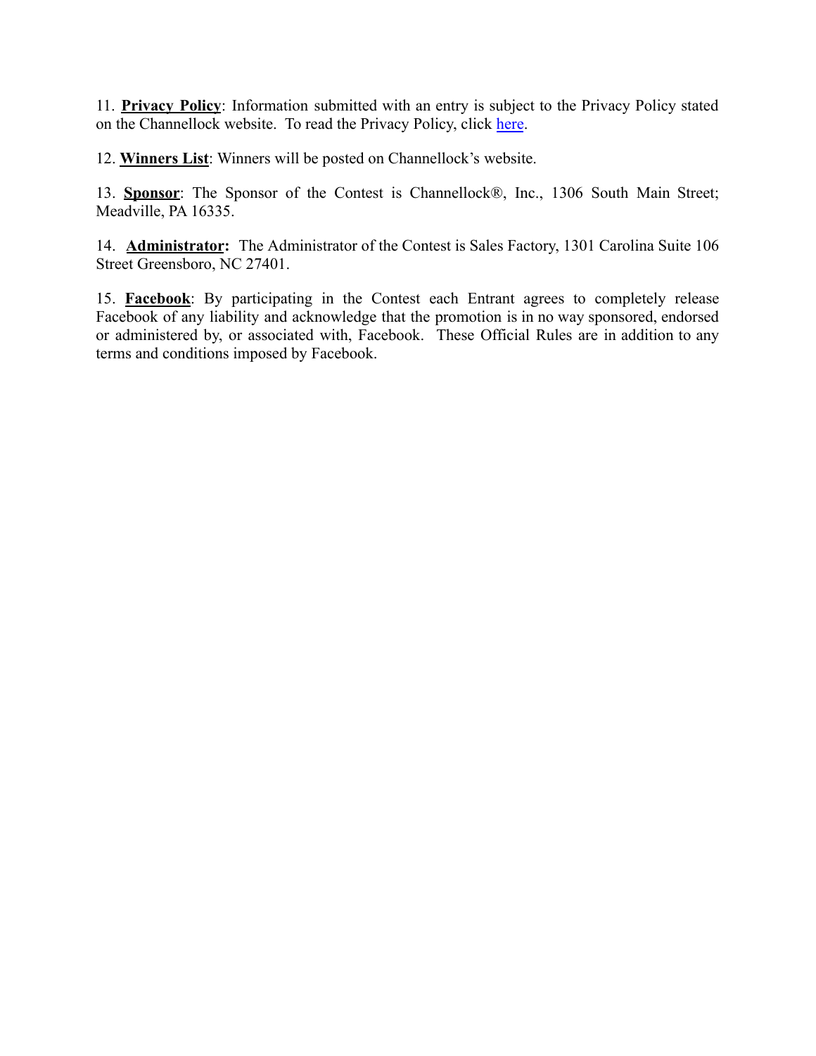11. **Privacy Policy**: Information submitted with an entry is subject to the Privacy Policy stated on the Channellock website. To read the Privacy Policy, click here.

12. **Winners List**: Winners will be posted on Channellock's website.

13. **Sponsor**: The Sponsor of the Contest is Channellock®, Inc., 1306 South Main Street; Meadville, PA 16335.

14. **Administrator:** The Administrator of the Contest is Sales Factory, 1301 Carolina Suite 106 Street Greensboro, NC 27401.

15. **Facebook**: By participating in the Contest each Entrant agrees to completely release Facebook of any liability and acknowledge that the promotion is in no way sponsored, endorsed or administered by, or associated with, Facebook. These Official Rules are in addition to any terms and conditions imposed by Facebook.